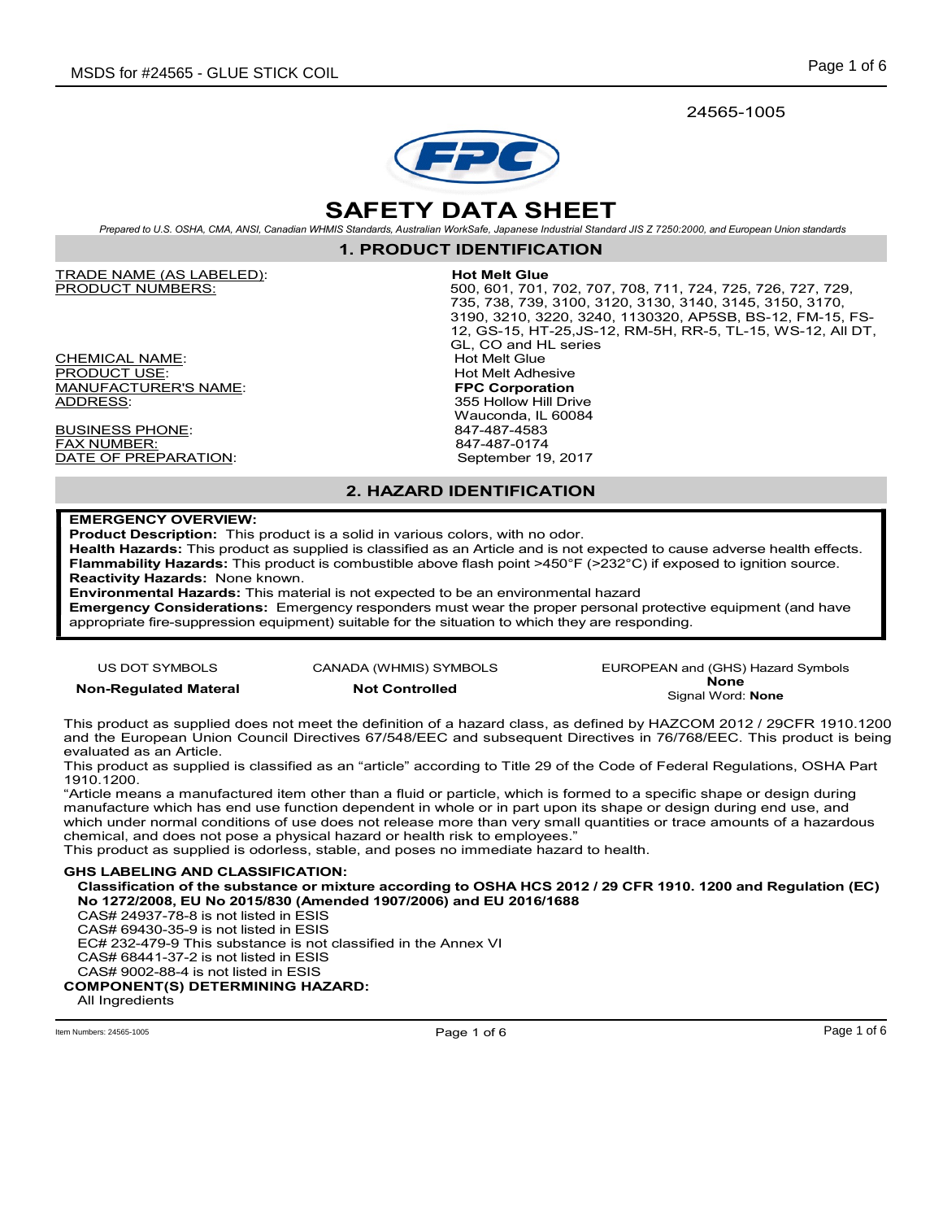24565-1005

# SAFETY DATA SHEET

*Prepared to U.S. OSHA, CMA, ANSI, Canadian WHMIS Standards, Australian WorkSafe, Japanese Industrial Standard JIS Z 7250:2000, and European Union standards*

## 1. PRODUCT IDENTIFICATION

| | |
|---|---|
| TRADE NAME (AS LABELED): | **Hot Melt Glue** |
| PRODUCT NUMBERS: | 500, 601, 701, 702, 707, 708, 711, 724, 725, 726, 727, 729, 735, 738, 739, 3100, 3120, 3130, 3140, 3145, 3150, 3170, 3190, 3210, 3220, 3240, 1130320, AP5SB, BS-12, FM-15, FS-12, GS-15, HT-25,JS-12, RM-5H, RR-5, TL-15, WS-12, All DT, GL, CO and HL series |
| CHEMICAL NAME: | Hot Melt Glue |
| PRODUCT USE: | Hot Melt Adhesive |
| MANUFACTURER'S NAME: | **FPC Corporation** |
| ADDRESS: | 355 Hollow Hill Drive<br>Wauconda, IL 60084 |
| BUSINESS PHONE: | 847-487-4583 |
| FAX NUMBER: | 847-487-0174 |
| DATE OF PREPARATION: | September 19, 2017 |

## 2. HAZARD IDENTIFICATION

**EMERGENCY OVERVIEW:**

**Product Description:** This product is a solid in various colors, with no odor.

**Health Hazards:** This product as supplied is classified as an Article and is not expected to cause adverse health effects.

**Flammability Hazards:** This product is combustible above flash point >450°F (>232°C) if exposed to ignition source.

**Reactivity Hazards:** None known.

**Environmental Hazards:** This material is not expected to be an environmental hazard

**Emergency Considerations:** Emergency responders must wear the proper personal protective equipment (and have appropriate fire-suppression equipment) suitable for the situation to which they are responding.

| US DOT SYMBOLS | CANADA (WHMIS) SYMBOLS | EUROPEAN and (GHS) Hazard Symbols |
|---|---|---|
| **Non-Regulated Materal** | **Not Controlled** | **None**<br>Signal Word: **None** |

This product as supplied does not meet the definition of a hazard class, as defined by HAZCOM 2012 / 29CFR 1910.1200 and the European Union Council Directives 67/548/EEC and subsequent Directives in 76/768/EEC. This product is being evaluated as an Article.

This product as supplied is classified as an "article" according to Title 29 of the Code of Federal Regulations, OSHA Part 1910.1200.

"Article means a manufactured item other than a fluid or particle, which is formed to a specific shape or design during manufacture which has end use function dependent in whole or in part upon its shape or design during end use, and which under normal conditions of use does not release more than very small quantities or trace amounts of a hazardous chemical, and does not pose a physical hazard or health risk to employees."

This product as supplied is odorless, stable, and poses no immediate hazard to health.

**GHS LABELING AND CLASSIFICATION:**

**Classification of the substance or mixture according to OSHA HCS 2012 / 29 CFR 1910. 1200 and Regulation (EC) No 1272/2008, EU No 2015/830 (Amended 1907/2006) and EU 2016/1688**

CAS# 24937-78-8 is not listed in ESIS
CAS# 69430-35-9 is not listed in ESIS
EC# 232-479-9 This substance is not classified in the Annex VI
CAS# 68441-37-2 is not listed in ESIS
CAS# 9002-88-4 is not listed in ESIS

**COMPONENT(S) DETERMINING HAZARD:**

All Ingredients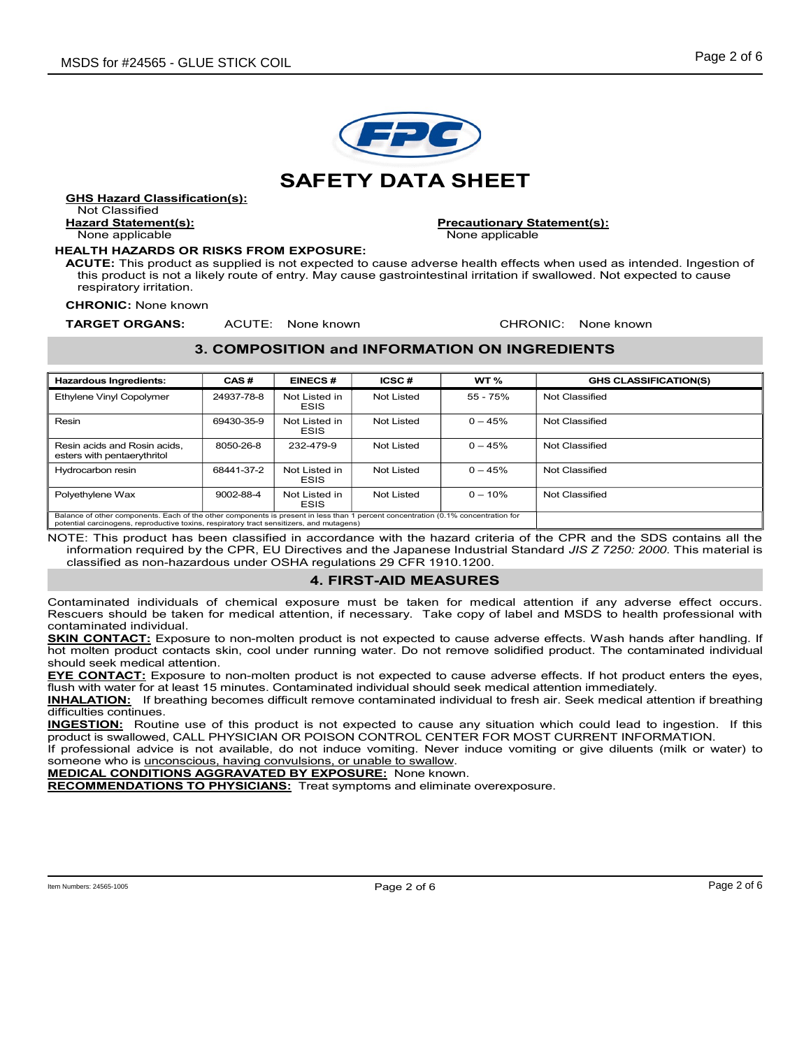# SAFETY DATA SHEET

**GHS Hazard Classification(s):**
Not Classified

**Hazard Statement(s):**
None applicable

**Precautionary Statement(s):**
None applicable

**HEALTH HAZARDS OR RISKS FROM EXPOSURE:**

**ACUTE:** This product as supplied is not expected to cause adverse health effects when used as intended. Ingestion of this product is not a likely route of entry. May cause gastrointestinal irritation if swallowed. Not expected to cause respiratory irritation.

**CHRONIC:** None known

**TARGET ORGANS:** ACUTE: None known CHRONIC: None known

## 3. COMPOSITION and INFORMATION ON INGREDIENTS

| Hazardous Ingredients: | CAS # | EINECS # | ICSC # | WT % | GHS CLASSIFICATION(S) |
|---|---|---|---|---|---|
| Ethylene Vinyl Copolymer | 24937-78-8 | Not Listed in ESIS | Not Listed | 55 - 75% | Not Classified |
| Resin | 69430-35-9 | Not Listed in ESIS | Not Listed | 0 – 45% | Not Classified |
| Resin acids and Rosin acids, esters with pentaerythritol | 8050-26-8 | 232-479-9 | Not Listed | 0 – 45% | Not Classified |
| Hydrocarbon resin | 68441-37-2 | Not Listed in ESIS | Not Listed | 0 – 45% | Not Classified |
| Polyethylene Wax | 9002-88-4 | Not Listed in ESIS | Not Listed | 0 – 10% | Not Classified |
| Balance of other components. Each of the other components is present in less than 1 percent concentration (0.1% concentration for potential carcinogens, reproductive toxins, respiratory tract sensitizers, and mutagens) | | | | | |

NOTE: This product has been classified in accordance with the hazard criteria of the CPR and the SDS contains all the information required by the CPR, EU Directives and the Japanese Industrial Standard *JIS Z 7250: 2000*. This material is classified as non-hazardous under OSHA regulations 29 CFR 1910.1200.

## 4. FIRST-AID MEASURES

Contaminated individuals of chemical exposure must be taken for medical attention if any adverse effect occurs. Rescuers should be taken for medical attention, if necessary. Take copy of label and MSDS to health professional with contaminated individual.

**SKIN CONTACT:** Exposure to non-molten product is not expected to cause adverse effects. Wash hands after handling. If hot molten product contacts skin, cool under running water. Do not remove solidified product. The contaminated individual should seek medical attention.

**EYE CONTACT:** Exposure to non-molten product is not expected to cause adverse effects. If hot product enters the eyes, flush with water for at least 15 minutes. Contaminated individual should seek medical attention immediately.

**INHALATION:** If breathing becomes difficult remove contaminated individual to fresh air. Seek medical attention if breathing difficulties continues.

**INGESTION:** Routine use of this product is not expected to cause any situation which could lead to ingestion. If this product is swallowed, CALL PHYSICIAN OR POISON CONTROL CENTER FOR MOST CURRENT INFORMATION.

If professional advice is not available, do not induce vomiting. Never induce vomiting or give diluents (milk or water) to someone who is unconscious, having convulsions, or unable to swallow.

**MEDICAL CONDITIONS AGGRAVATED BY EXPOSURE:** None known.

**RECOMMENDATIONS TO PHYSICIANS:** Treat symptoms and eliminate overexposure.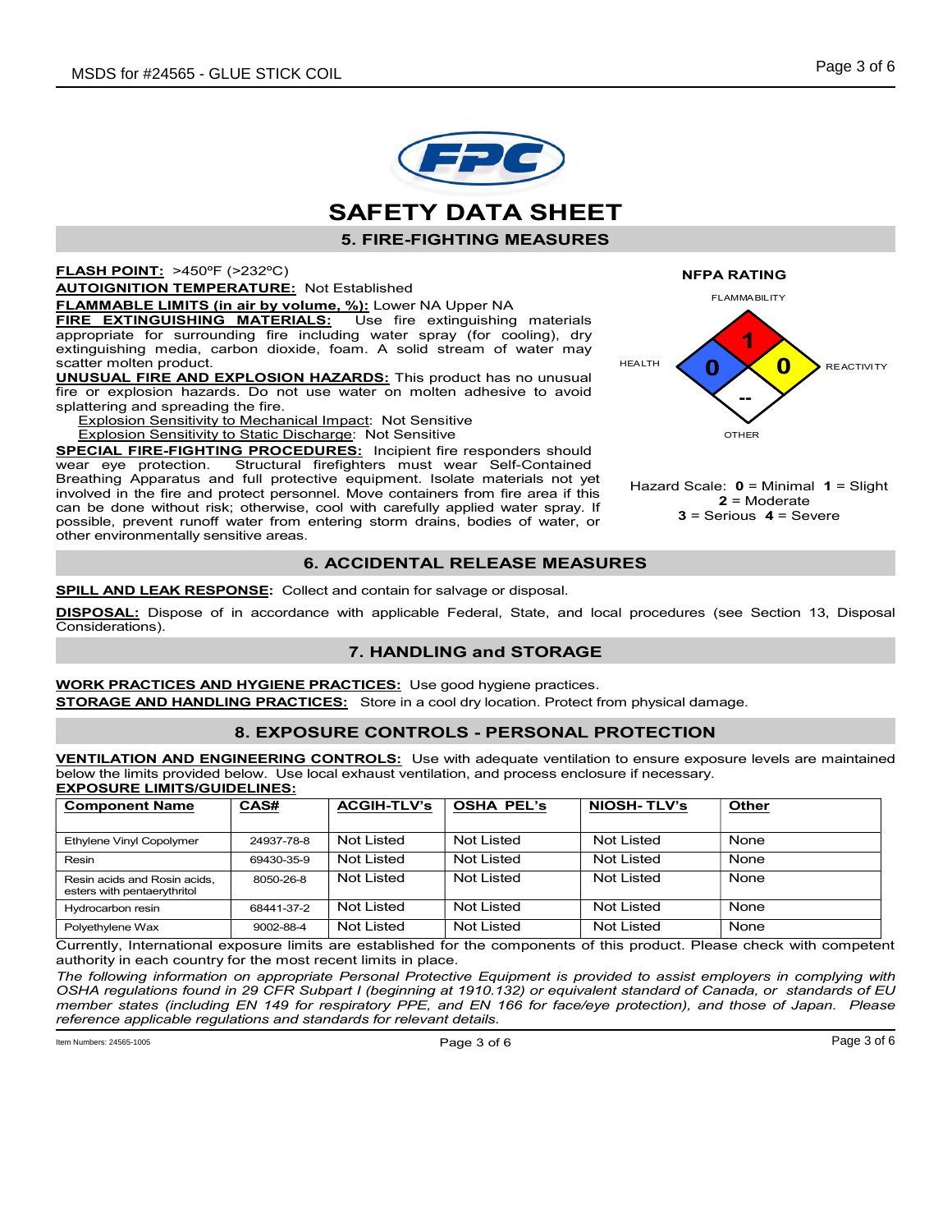# SAFETY DATA SHEET

## 5. FIRE-FIGHTING MEASURES

**FLASH POINT:** >450ºF (>232ºC)

**AUTOIGNITION TEMPERATURE:** Not Established

**FLAMMABLE LIMITS (in air by volume, %):** Lower NA Upper NA

**FIRE EXTINGUISHING MATERIALS:** Use fire extinguishing materials appropriate for surrounding fire including water spray (for cooling), dry extinguishing media, carbon dioxide, foam. A solid stream of water may scatter molten product.

**UNUSUAL FIRE AND EXPLOSION HAZARDS:** This product has no unusual fire or explosion hazards. Do not use water on molten adhesive to avoid splattering and spreading the fire.

Explosion Sensitivity to Mechanical Impact: Not Sensitive
Explosion Sensitivity to Static Discharge: Not Sensitive

**SPECIAL FIRE-FIGHTING PROCEDURES:** Incipient fire responders should wear eye protection. Structural firefighters must wear Self-Contained Breathing Apparatus and full protective equipment. Isolate materials not yet involved in the fire and protect personnel. Move containers from fire area if this can be done without risk; otherwise, cool with carefully applied water spray. If possible, prevent runoff water from entering storm drains, bodies of water, or other environmentally sensitive areas.

**NFPA RATING**

| FLAMMABILITY | HEALTH | REACTIVITY | OTHER |
|---|---|---|---|
| 1 | 0 | 0 | -- |

Hazard Scale: **0** = Minimal **1** = Slight **2** = Moderate **3** = Serious **4** = Severe

## 6. ACCIDENTAL RELEASE MEASURES

**SPILL AND LEAK RESPONSE:** Collect and contain for salvage or disposal.

**DISPOSAL:** Dispose of in accordance with applicable Federal, State, and local procedures (see Section 13, Disposal Considerations).

## 7. HANDLING and STORAGE

**WORK PRACTICES AND HYGIENE PRACTICES:** Use good hygiene practices.

**STORAGE AND HANDLING PRACTICES:** Store in a cool dry location. Protect from physical damage.

## 8. EXPOSURE CONTROLS - PERSONAL PROTECTION

**VENTILATION AND ENGINEERING CONTROLS:** Use with adequate ventilation to ensure exposure levels are maintained below the limits provided below. Use local exhaust ventilation, and process enclosure if necessary.

**EXPOSURE LIMITS/GUIDELINES:**

| Component Name | CAS# | ACGIH-TLV's | OSHA PEL's | NIOSH- TLV's | Other |
|---|---|---|---|---|---|
| Ethylene Vinyl Copolymer | 24937-78-8 | Not Listed | Not Listed | Not Listed | None |
| Resin | 69430-35-9 | Not Listed | Not Listed | Not Listed | None |
| Resin acids and Rosin acids, esters with pentaerythritol | 8050-26-8 | Not Listed | Not Listed | Not Listed | None |
| Hydrocarbon resin | 68441-37-2 | Not Listed | Not Listed | Not Listed | None |
| Polyethylene Wax | 9002-88-4 | Not Listed | Not Listed | Not Listed | None |

Currently, International exposure limits are established for the components of this product. Please check with competent authority in each country for the most recent limits in place.

*The following information on appropriate Personal Protective Equipment is provided to assist employers in complying with OSHA regulations found in 29 CFR Subpart I (beginning at 1910.132) or equivalent standard of Canada, or standards of EU member states (including EN 149 for respiratory PPE, and EN 166 for face/eye protection), and those of Japan. Please reference applicable regulations and standards for relevant details.*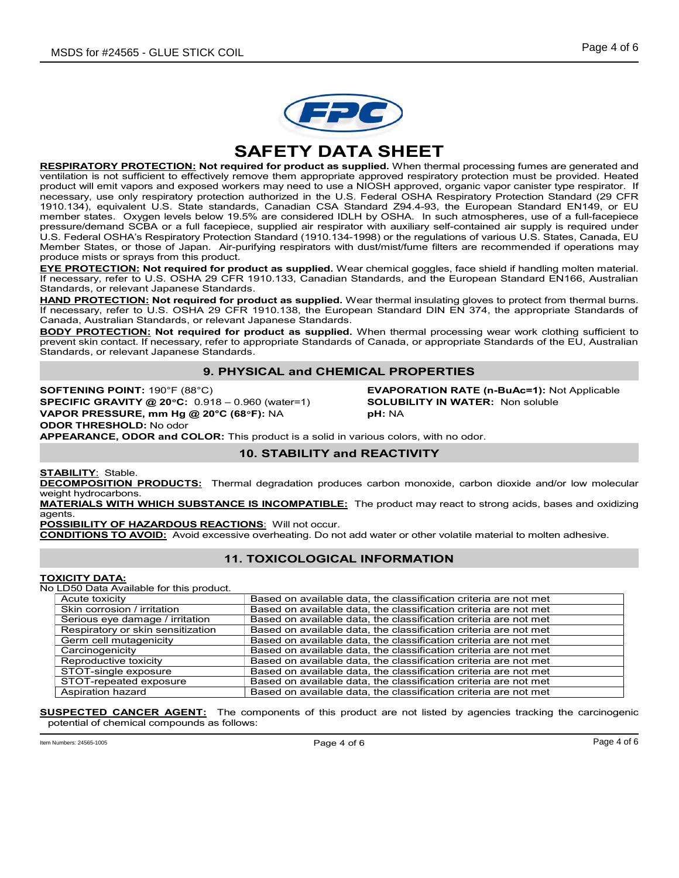# SAFETY DATA SHEET

**RESPIRATORY PROTECTION: Not required for product as supplied.** When thermal processing fumes are generated and ventilation is not sufficient to effectively remove them appropriate approved respiratory protection must be provided. Heated product will emit vapors and exposed workers may need to use a NIOSH approved, organic vapor canister type respirator. If necessary, use only respiratory protection authorized in the U.S. Federal OSHA Respiratory Protection Standard (29 CFR 1910.134), equivalent U.S. State standards, Canadian CSA Standard Z94.4-93, the European Standard EN149, or EU member states. Oxygen levels below 19.5% are considered IDLH by OSHA. In such atmospheres, use of a full-facepiece pressure/demand SCBA or a full facepiece, supplied air respirator with auxiliary self-contained air supply is required under U.S. Federal OSHA's Respiratory Protection Standard (1910.134-1998) or the regulations of various U.S. States, Canada, EU Member States, or those of Japan. Air-purifying respirators with dust/mist/fume filters are recommended if operations may produce mists or sprays from this product.

**EYE PROTECTION: Not required for product as supplied.** Wear chemical goggles, face shield if handling molten material. If necessary, refer to U.S. OSHA 29 CFR 1910.133, Canadian Standards, and the European Standard EN166, Australian Standards, or relevant Japanese Standards.

**HAND PROTECTION: Not required for product as supplied.** Wear thermal insulating gloves to protect from thermal burns. If necessary, refer to U.S. OSHA 29 CFR 1910.138, the European Standard DIN EN 374, the appropriate Standards of Canada, Australian Standards, or relevant Japanese Standards.

**BODY PROTECTION: Not required for product as supplied.** When thermal processing wear work clothing sufficient to prevent skin contact. If necessary, refer to appropriate Standards of Canada, or appropriate Standards of the EU, Australian Standards, or relevant Japanese Standards.

## 9. PHYSICAL and CHEMICAL PROPERTIES

**SOFTENING POINT:** 190°F (88°C)
**SPECIFIC GRAVITY @ 20°C:** 0.918 – 0.960 (water=1)
**VAPOR PRESSURE, mm Hg @ 20°C (68°F):** NA
**ODOR THRESHOLD:** No odor
**EVAPORATION RATE (n-BuAc=1):** Not Applicable
**SOLUBILITY IN WATER:** Non soluble
**pH:** NA
**APPEARANCE, ODOR and COLOR:** This product is a solid in various colors, with no odor.

## 10. STABILITY and REACTIVITY

**STABILITY**: Stable.
**DECOMPOSITION PRODUCTS:** Thermal degradation produces carbon monoxide, carbon dioxide and/or low molecular weight hydrocarbons.
**MATERIALS WITH WHICH SUBSTANCE IS INCOMPATIBLE:** The product may react to strong acids, bases and oxidizing agents.
**POSSIBILITY OF HAZARDOUS REACTIONS**: Will not occur.
**CONDITIONS TO AVOID:** Avoid excessive overheating. Do not add water or other volatile material to molten adhesive.

## 11. TOXICOLOGICAL INFORMATION

**TOXICITY DATA:**
No LD50 Data Available for this product.

| | |
|---|---|
| Acute toxicity | Based on available data, the classification criteria are not met |
| Skin corrosion / irritation | Based on available data, the classification criteria are not met |
| Serious eye damage / irritation | Based on available data, the classification criteria are not met |
| Respiratory or skin sensitization | Based on available data, the classification criteria are not met |
| Germ cell mutagenicity | Based on available data, the classification criteria are not met |
| Carcinogenicity | Based on available data, the classification criteria are not met |
| Reproductive toxicity | Based on available data, the classification criteria are not met |
| STOT-single exposure | Based on available data, the classification criteria are not met |
| STOT-repeated exposure | Based on available data, the classification criteria are not met |
| Aspiration hazard | Based on available data, the classification criteria are not met |

**SUSPECTED CANCER AGENT:** The components of this product are not listed by agencies tracking the carcinogenic potential of chemical compounds as follows: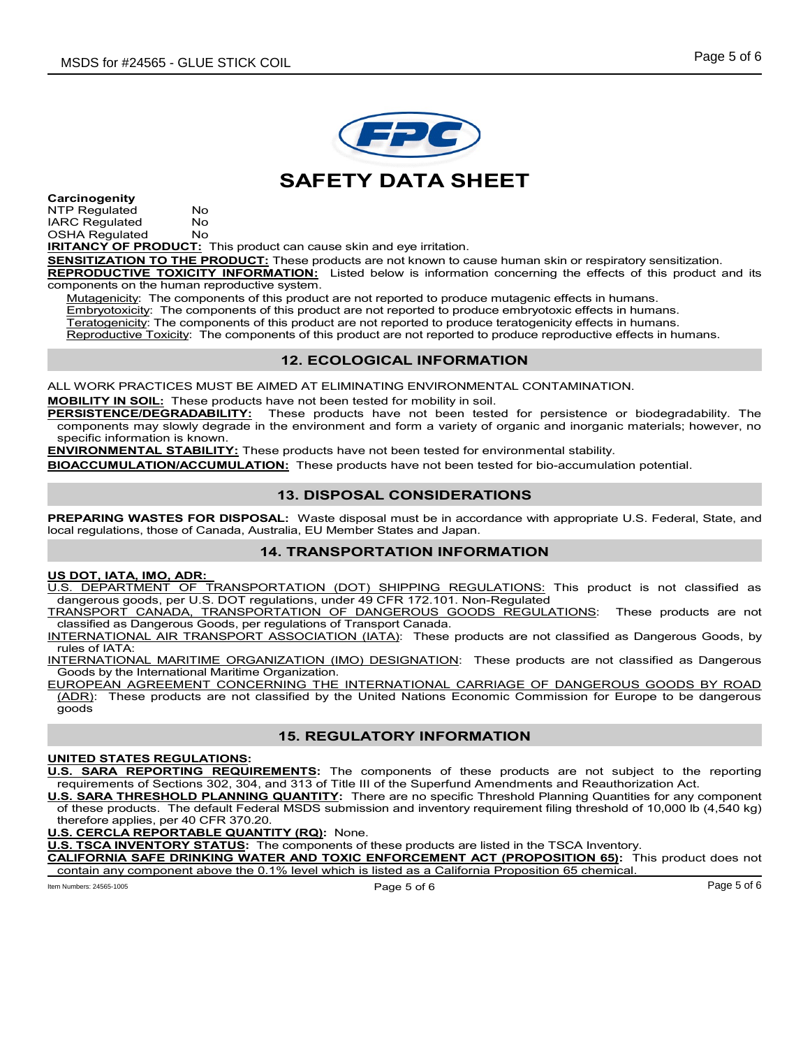# SAFETY DATA SHEET

**Carcinogenity**

| | |
|---|---|
| NTP Regulated | No |
| IARC Regulated | No |
| OSHA Regulated | No |

**IRITANCY OF PRODUCT:** This product can cause skin and eye irritation.

**SENSITIZATION TO THE PRODUCT:** These products are not known to cause human skin or respiratory sensitization.

**REPRODUCTIVE TOXICITY INFORMATION:** Listed below is information concerning the effects of this product and its components on the human reproductive system.

Mutagenicity: The components of this product are not reported to produce mutagenic effects in humans.
Embryotoxicity: The components of this product are not reported to produce embryotoxic effects in humans.
Teratogenicity: The components of this product are not reported to produce teratogenicity effects in humans.
Reproductive Toxicity: The components of this product are not reported to produce reproductive effects in humans.

## 12. ECOLOGICAL INFORMATION

ALL WORK PRACTICES MUST BE AIMED AT ELIMINATING ENVIRONMENTAL CONTAMINATION.

**MOBILITY IN SOIL:** These products have not been tested for mobility in soil.

**PERSISTENCE/DEGRADABILITY:** These products have not been tested for persistence or biodegradability. The components may slowly degrade in the environment and form a variety of organic and inorganic materials; however, no specific information is known.

**ENVIRONMENTAL STABILITY:** These products have not been tested for environmental stability.

**BIOACCUMULATION/ACCUMULATION:** These products have not been tested for bio-accumulation potential.

## 13. DISPOSAL CONSIDERATIONS

**PREPARING WASTES FOR DISPOSAL:** Waste disposal must be in accordance with appropriate U.S. Federal, State, and local regulations, those of Canada, Australia, EU Member States and Japan.

## 14. TRANSPORTATION INFORMATION

**US DOT, IATA, IMO, ADR:**

U.S. DEPARTMENT OF TRANSPORTATION (DOT) SHIPPING REGULATIONS: This product is not classified as dangerous goods, per U.S. DOT regulations, under 49 CFR 172.101. Non-Regulated

TRANSPORT CANADA, TRANSPORTATION OF DANGEROUS GOODS REGULATIONS: These products are not classified as Dangerous Goods, per regulations of Transport Canada.

INTERNATIONAL AIR TRANSPORT ASSOCIATION (IATA): These products are not classified as Dangerous Goods, by rules of IATA:

INTERNATIONAL MARITIME ORGANIZATION (IMO) DESIGNATION: These products are not classified as Dangerous Goods by the International Maritime Organization.

EUROPEAN AGREEMENT CONCERNING THE INTERNATIONAL CARRIAGE OF DANGEROUS GOODS BY ROAD (ADR): These products are not classified by the United Nations Economic Commission for Europe to be dangerous goods

## 15. REGULATORY INFORMATION

**UNITED STATES REGULATIONS:**

**U.S. SARA REPORTING REQUIREMENTS:** The components of these products are not subject to the reporting requirements of Sections 302, 304, and 313 of Title III of the Superfund Amendments and Reauthorization Act.

**U.S. SARA THRESHOLD PLANNING QUANTITY:** There are no specific Threshold Planning Quantities for any component of these products. The default Federal MSDS submission and inventory requirement filing threshold of 10,000 lb (4,540 kg) therefore applies, per 40 CFR 370.20.

**U.S. CERCLA REPORTABLE QUANTITY (RQ):** None.

**U.S. TSCA INVENTORY STATUS:** The components of these products are listed in the TSCA Inventory.

**CALIFORNIA SAFE DRINKING WATER AND TOXIC ENFORCEMENT ACT (PROPOSITION 65):** This product does not contain any component above the 0.1% level which is listed as a California Proposition 65 chemical.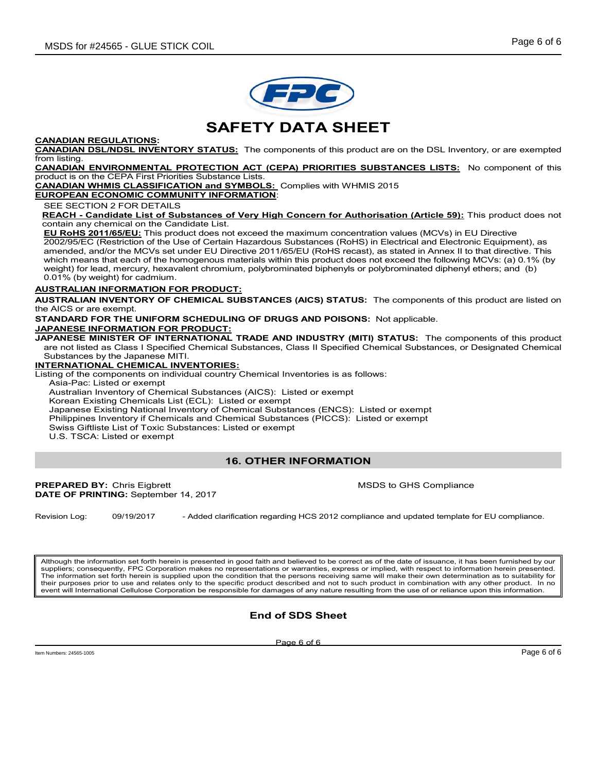# SAFETY DATA SHEET

**CANADIAN REGULATIONS:**

**CANADIAN DSL/NDSL INVENTORY STATUS:** The components of this product are on the DSL Inventory, or are exempted from listing.

**CANADIAN ENVIRONMENTAL PROTECTION ACT (CEPA) PRIORITIES SUBSTANCES LISTS:** No component of this product is on the CEPA First Priorities Substance Lists.

**CANADIAN WHMIS CLASSIFICATION and SYMBOLS:** Complies with WHMIS 2015

**EUROPEAN ECONOMIC COMMUNITY INFORMATION**:

SEE SECTION 2 FOR DETAILS

**REACH - Candidate List of Substances of Very High Concern for Authorisation (Article 59):** This product does not contain any chemical on the Candidate List.

**EU RoHS 2011/65/EU:** This product does not exceed the maximum concentration values (MCVs) in EU Directive 2002/95/EC (Restriction of the Use of Certain Hazardous Substances (RoHS) in Electrical and Electronic Equipment), as amended, and/or the MCVs set under EU Directive 2011/65/EU (RoHS recast), as stated in Annex II to that directive. This which means that each of the homogenous materials within this product does not exceed the following MCVs: (a) 0.1% (by weight) for lead, mercury, hexavalent chromium, polybrominated biphenyls or polybrominated diphenyl ethers; and (b) 0.01% (by weight) for cadmium.

**AUSTRALIAN INFORMATION FOR PRODUCT:**

**AUSTRALIAN INVENTORY OF CHEMICAL SUBSTANCES (AICS) STATUS:** The components of this product are listed on the AICS or are exempt.

**STANDARD FOR THE UNIFORM SCHEDULING OF DRUGS AND POISONS:** Not applicable.

**JAPANESE INFORMATION FOR PRODUCT:**

**JAPANESE MINISTER OF INTERNATIONAL TRADE AND INDUSTRY (MITI) STATUS:** The components of this product are not listed as Class I Specified Chemical Substances, Class II Specified Chemical Substances, or Designated Chemical Substances by the Japanese MITI.

**INTERNATIONAL CHEMICAL INVENTORIES:**

Listing of the components on individual country Chemical Inventories is as follows:

Asia-Pac: Listed or exempt
Australian Inventory of Chemical Substances (AICS): Listed or exempt
Korean Existing Chemicals List (ECL): Listed or exempt
Japanese Existing National Inventory of Chemical Substances (ENCS): Listed or exempt
Philippines Inventory if Chemicals and Chemical Substances (PICCS): Listed or exempt
Swiss Giftliste List of Toxic Substances: Listed or exempt
U.S. TSCA: Listed or exempt

## 16. OTHER INFORMATION

**PREPARED BY:** Chris Eigbrett
**DATE OF PRINTING:** September 14, 2017

MSDS to GHS Compliance

Revision Log: 09/19/2017 - Added clarification regarding HCS 2012 compliance and updated template for EU compliance.

Although the information set forth herein is presented in good faith and believed to be correct as of the date of issuance, it has been furnished by our suppliers; consequently, FPC Corporation makes no representations or warranties, express or implied, with respect to information herein presented. The information set forth herein is supplied upon the condition that the persons receiving same will make their own determination as to suitability for their purposes prior to use and relates only to the specific product described and not to such product in combination with any other product. In no event will International Cellulose Corporation be responsible for damages of any nature resulting from the use of or reliance upon this information.

**End of SDS Sheet**